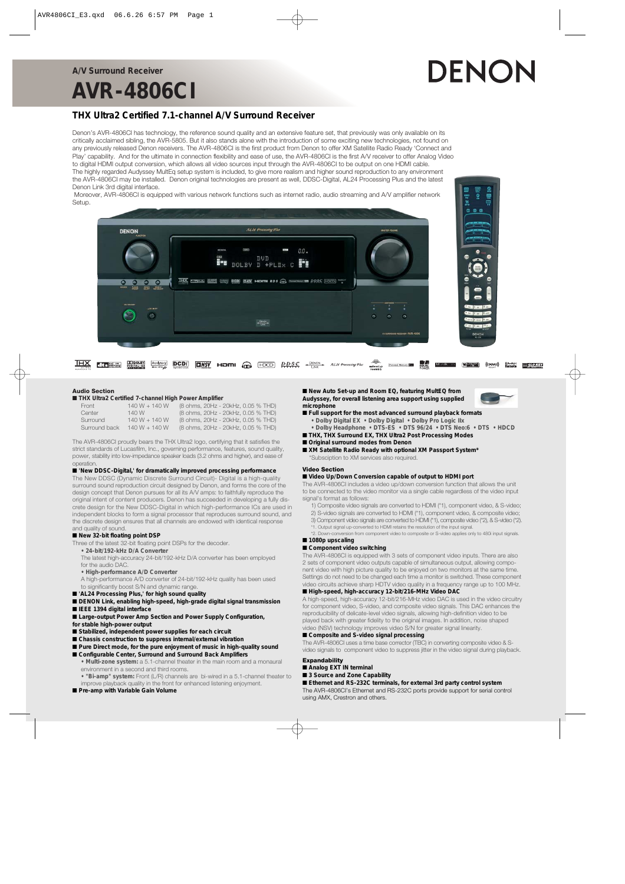A/V Surround Receiver

# AVR-4806CI

DENON

## THX Ultra2 Certified 7.1-channel A/V Surround Receiver

Denon's AVR-4806CI has technology, the reference sound quality and an extensive feature set, that previously was only available on its critically acclaimed sibling, the AVR-5805. But it also stands alone with the introduction of some exciting new technologies, not found on any previously released Denon receivers. The AVR-4806CI is the first product from Denon to offer XM Satellite Radio Ready 'Connect and Play' capability. And for the ultimate in connection flexibility and ease of use, the AVR-4806CI is the first A/V receiver to offer Analog Video to digital HDMI output conversion, which allows all video sources input through the AVR-4806CI to be output on one HDMI cable.
The highly regarded Audyssey MultEq setup system is included, to give more realism and higher sound reproduction to any environment the AVR-4806CI may be installed. Denon original technologies are present as well, DDSC-Digital, AL24 Processing Plus and the latest Denon Link 3rd digital interface.
Moreover, AVR-4806CI is equipped with various network functions such as internet radio, audio streaming and A/V amplifier network Setup.

### Audio Section

■ **THX Ultra2 Certified 7-channel High Power Amplifier**

| | | |
|---|---|---|
| Front | 140 W + 140 W | (8 ohms, 20Hz - 20kHz, 0.05 % THD) |
| Center | 140 W | (8 ohms, 20Hz - 20kHz, 0.05 % THD) |
| Surround | 140 W + 140 W | (8 ohms, 20Hz - 20kHz, 0.05 % THD) |
| Surround back | 140 W + 140 W | (8 ohms, 20Hz - 20kHz, 0.05 % THD) |

The AVR-4806CI proudly bears the THX Ultra2 logo, certifying that it satisfies the strict standards of Lucasfilm, Inc., governing performance, features, sound quality, power, stability into low-impedance speaker loads (3.2 ohms and higher), and ease of operation.

■ **'New DDSC-Digital,' for dramatically improved processing performance**
The New DDSC (Dynamic Discrete Surround Circuit)- Digital is a high-quality surround sound reproduction circuit designed by Denon, and forms the core of the design concept that Denon pursues for all its A/V amps: to faithfully reproduce the original intent of content producers. Denon has succeeded in developing a fully discrete design for the New DDSC-Digital in which high-performance ICs are used in independent blocks to form a signal processor that reproduces surround sound, and the discrete design ensures that all channels are endowed with identical response and quality of sound.

■ **New 32-bit floating point DSP**
Three of the latest 32-bit floating point DSPs for the decoder.

- **24-bit/192-kHz D/A Converter**
  The latest high-accuracy 24-bit/192-kHz D/A converter has been employed for the audio DAC.
- **High-performance A/D Converter**
  A high-performance A/D converter of 24-bit/192-kHz quality has been used to significantly boost S/N and dynamic range.

■ **'AL24 Processing Plus,' for high sound quality**
■ **DENON Link, enabling high-speed, high-grade digital signal transmission**
■ **IEEE 1394 digital interface**
■ **Large-output Power Amp Section and Power Supply Configuration, for stable high-power output**
■ **Stabilized, independent power supplies for each circuit**
■ **Chassis construction to suppress internal/external vibration**
■ **Pure Direct mode, for the pure enjoyment of music in high-quality sound**
■ **Configurable Center, Surround and Surround Back Amplifiers**

- **Multi-zone system:** a 5.1-channel theater in the main room and a monaural environment in a second and third rooms.
- **"Bi-amp" system:** Front (L/R) channels are bi-wired in a 5.1-channel theater to improve playback quality in the front for enhanced listening enjoyment.

■ **Pre-amp with Variable Gain Volume**

■ **New Auto Set-up and Room EQ, featuring MultEQ from Audyssey, for overall listening area support using supplied microphone**
■ **Full support for the most advanced surround playback formats**

- **Dolby Digital EX • Dolby Digital • Dolby Pro Logic IIx**
- **Dolby Headphone • DTS-ES • DTS 96/24 • DTS Neo:6 • DTS • HDCD**

■ **THX, THX Surround EX, THX Ultra2 Post Processing Modes**
■ **Original surround modes from Denon**
■ **XM Satellite Radio Ready with optional XM Passport System***
*Subsciption to XM services also required.

### Video Section

■ **Video Up/Down Conversion capable of output to HDMI port**
The AVR-4806CI includes a video up/down conversion function that allows the unit to be connected to the video monitor via a single cable regardless of the video input signal's format as follows:

1) Composite video signals are converted to HDMI (*1), component video, & S-video;
2) S-video signals are converted to HDMI (*1), component video, & composite video;
3) Component video signals are converted to HDMI (*1), composite video (*2), & S-video (*2).

*1. Output signal up-converted to HDMI retains the resolution of the input signal.
*2. Down-conversion from component video to composite or S-video applies only to 480i input signals.

■ **1080p upscaling**
■ **Component video switching**
The AVR-4806CI is equipped with 3 sets of component video inputs. There are also 2 sets of component video outputs capable of simultaneous output, allowing component video with high picture quality to be enjoyed on two monitors at the same time. Settings do not need to be changed each time a monitor is switched. These component video circuits achieve sharp HDTV video quality in a frequency range up to 100 MHz.

■ **High-speed, high-accuracy 12-bit/216-MHz Video DAC**
A high-speed, high-accuracy 12-bit/216-MHz video DAC is used in the video circuitry for component video, S-video, and composite video signals. This DAC enhances the reproducibility of delicate-level video signals, allowing high-definition video to be played back with greater fidelity to the original images. In addition, noise shaped video (NSV) technology improves video S/N for greater signal linearity.

■ **Composite and S-video signal processing**
The AVR-4806CI uses a time base corrector (TBC) in converting composite video & S-video signals to component video to suppress jitter in the video signal during playback.

### Expandability

■ **Analog EXT IN terminal**
■ **3 Source and Zone Capability**
■ **Ethernet and RS-232C terminals, for external 3rd party control system**
The AVR-4806CI's Ethernet and RS-232C ports provide support for serial control using AMX, Crestron and others.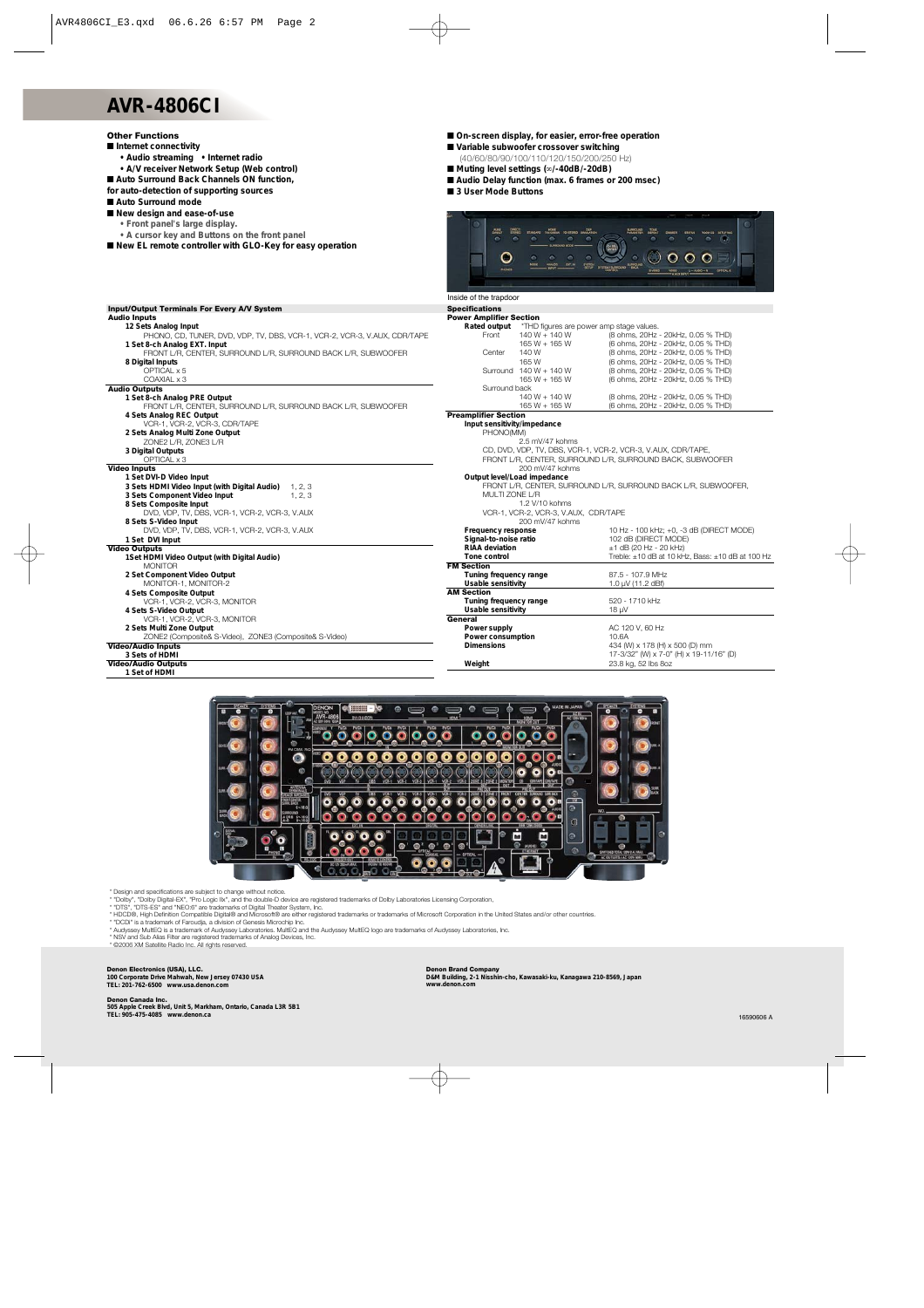# AVR-4806CI

**Other Functions**

- ■ **Internet connectivity**
  - **• Audio streaming • Internet radio**
  - **• A/V receiver Network Setup (Web control)**
- ■ **Auto Surround Back Channels ON function, for auto-detection of supporting sources**
- ■ **Auto Surround mode**
- ■ **New design and ease-of-use**
  - **• Front panel's large display.**
  - **• A cursor key and Buttons on the front panel**
- ■ **New EL remote controller with GLO-Key for easy operation**
- ■ **On-screen display, for easier, error-free operation**
- ■ **Variable subwoofer crossover switching**
  (40/60/80/90/100/110/120/150/200/250 Hz)
- ■ **Muting level settings (∞/-40dB/-20dB)**
- ■ **Audio Delay function (max. 6 frames or 200 msec)**
- ■ **3 User Mode Buttons**

Inside of the trapdoor

## Input/Output Terminals For Every A/V System

**Audio Inputs**

**12 Sets Analog Input**
PHONO, CD, TUNER, DVD, VDP, TV, DBS, VCR-1, VCR-2, VCR-3, V.AUX, CDR/TAPE

**1 Set 8-ch Analog EXT. Input**
FRONT L/R, CENTER, SURROUND L/R, SURROUND BACK L/R, SUBWOOFER

**8 Digital Inputs**
OPTICAL x 5
COAXIAL x 3

**Audio Outputs**

**1 Set 8-ch Analog PRE Output**
FRONT L/R, CENTER, SURROUND L/R, SURROUND BACK L/R, SUBWOOFER

**4 Sets Analog REC Output**
VCR-1, VCR-2, VCR-3, CDR/TAPE

**2 Sets Analog Multi Zone Output**
ZONE2 L/R, ZONE3 L/R

**3 Digital Outputs**
OPTICAL x 3

**Video Inputs**

**1 Set DVI-D Video Input**

**3 Sets HDMI Video Input (with Digital Audio)** 1, 2, 3

**3 Sets Component Video Input** 1, 2, 3

**8 Sets Composite Input**
DVD, VDP, TV, DBS, VCR-1, VCR-2, VCR-3, V.AUX

**8 Sets S-Video Input**
DVD, VDP, TV, DBS, VCR-1, VCR-2, VCR-3, V.AUX

**1 Set DVI Input**

**Video Outputs**

**1Set HDMI Video Output (with Digital Audio)**
MONITOR

**2 Set Component Video Output**
MONITOR-1, MONITOR-2

**4 Sets Composite Output**
VCR-1, VCR-2, VCR-3, MONITOR

**4 Sets S-Video Output**
VCR-1, VCR-2, VCR-3, MONITOR

**2 Sets Multi Zone Output**
ZONE2 (Composite& S-Video), ZONE3 (Composite& S-Video)

**Video/Audio Inputs**

**3 Sets of HDMI**

**Video/Audio Outputs**

**1 Set of HDMI**

## Specifications

**Power Amplifier Section**

**Rated output** *THD figures are power amp stage values.

| | | |
|---|---|---|
| Front | 140 W + 140 W | (8 ohms, 20Hz - 20kHz, 0.05 % THD) |
| | 165 W + 165 W | (6 ohms, 20Hz - 20kHz, 0.05 % THD) |
| Center | 140 W | (8 ohms, 20Hz - 20kHz, 0.05 % THD) |
| | 165 W | (6 ohms, 20Hz - 20kHz, 0.05 % THD) |
| Surround | 140 W + 140 W | (8 ohms, 20Hz - 20kHz, 0.05 % THD) |
| | 165 W + 165 W | (6 ohms, 20Hz - 20kHz, 0.05 % THD) |
| Surround back | | |
| | 140 W + 140 W | (8 ohms, 20Hz - 20kHz, 0.05 % THD) |
| | 165 W + 165 W | (6 ohms, 20Hz - 20kHz, 0.05 % THD) |

**Preamplifier Section**

**Input sensitivity/Impedance**
PHONO(MM)
2.5 mV/47 kohms
CD, DVD, VDP, TV, DBS, VCR-1, VCR-2, VCR-3, V.AUX, CDR/TAPE,
FRONT L/R, CENTER, SURROUND L/R, SURROUND BACK, SUBWOOFER
200 mV/47 kohms

**Output level/Load impedance**
FRONT L/R, CENTER, SURROUND L/R, SURROUND BACK L/R, SUBWOOFER,
MULTI ZONE L/R
1.2 V/10 kohms
VCR-1, VCR-2, VCR-3, V.AUX, CDR/TAPE
200 mV/47 kohms

| | |
|---|---|
| **Frequency response** | 10 Hz - 100 kHz; +0, -3 dB (DIRECT MODE) |
| **Signal-to-noise ratio** | 102 dB (DIRECT MODE) |
| **RIAA deviation** | ±1 dB (20 Hz - 20 kHz) |
| **Tone control** | Treble: ±10 dB at 10 kHz, Bass: ±10 dB at 100 Hz |

**FM Section**

| | |
|---|---|
| **Tuning frequency range** | 87.5 - 107.9 MHz |
| **Usable sensitivity** | 1.0 μV (11.2 dBf) |

**AM Section**

| | |
|---|---|
| **Tuning frequency range** | 520 - 1710 kHz |
| **Usable sensitivity** | 18 μV |

**General**

| | |
|---|---|
| **Power supply** | AC 120 V, 60 Hz |
| **Power consumption** | 10.6A |
| **Dimensions** | 434 (W) x 178 (H) x 500 (D) mm<br>17-3/32" (W) x 7-0" (H) x 19-11/16" (D) |
| **Weight** | 23.8 kg, 52 lbs 8oz |

* Design and specifications are subject to change without notice.
* "Dolby", "Dolby Digital-EX", "Pro Logic IIx", and the double-D device are registered trademarks of Dolby Laboratories Licensing Corporation.
* "DTS", "DTS-ES" and "NEO:6" are trademarks of Digital Theater System, Inc.
* HDCD®, High Definition Compatible Digital® and Microsoft® are either registered trademarks or trademarks of Microsoft Corporation in the United States and/or other countries.
* "DCDi" is a trademark of Faroudja, a division of Genesis Microchip Inc.
* Audyssey MultEQ is a trademark of Audyssey Laboratories. MultEQ and the Audyssey MultEQ logo are trademarks of Audyssey Laboratories, Inc.
* NSV and Sub Alias Filter are registered trademarks of Analog Devices, Inc.
* ©2006 XM Satellite Radio Inc. All rights reserved.

**Denon Electronics (USA), LLC.**
**100 Corporate Drive Mahwah, New Jersey 07430 USA**
**TEL: 201-762-6500 www.usa.denon.com**

**Denon Canada Inc.**
**505 Apple Creek Blvd, Unit 5, Markham, Ontario, Canada L3R 5B1**
**TEL: 905-475-4085 www.denon.ca**

**Denon Brand Company**
**D&M Building, 2-1 Nisshin-cho, Kawasaki-ku, Kanagawa 210-8569, Japan**
**www.denon.com**

16590606 A